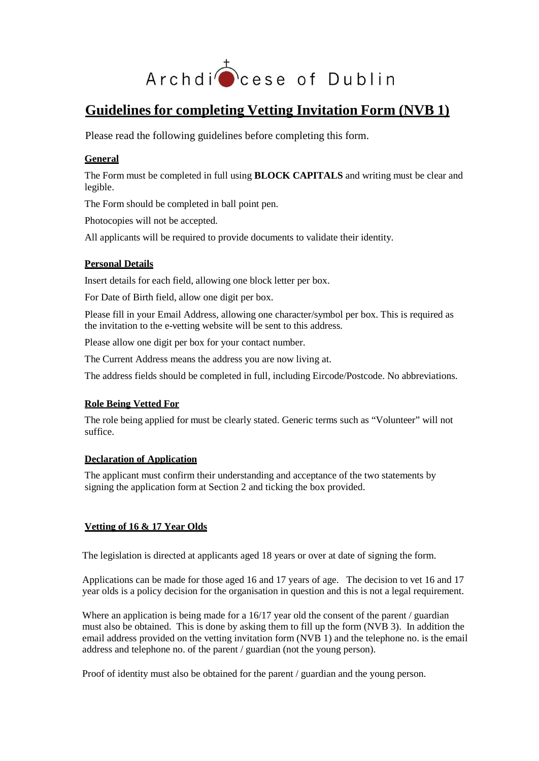Archdiocese of Dublin

# Guidelines for completing Vetting Invitation Form (NVB 1)

Please read the following guidelines before completing this form.

## General

The Form must be completed in full using **BLOCK CAPITALS** and writing must be clear and legible.

The Form should be completed in ball point pen.

Photocopies will not be accepted.

All applicants will be required to provide documents to validate their identity.

## Personal Details

Insert details for each field, allowing one block letter per box.

For Date of Birth field, allow one digit per box.

Please fill in your Email Address, allowing one character/symbol per box. This is required as the invitation to the e-vetting website will be sent to this address.

Please allow one digit per box for your contact number.

The Current Address means the address you are now living at.

The address fields should be completed in full, including Eircode/Postcode. No abbreviations.

## Role Being Vetted For

The role being applied for must be clearly stated. Generic terms such as "Volunteer" will not suffice.

## Declaration of Application

The applicant must confirm their understanding and acceptance of the two statements by signing the application form at Section 2 and ticking the box provided.

## Vetting of 16 & 17 Year Olds

The legislation is directed at applicants aged 18 years or over at date of signing the form.

Applications can be made for those aged 16 and 17 years of age. The decision to vet 16 and 17 year olds is a policy decision for the organisation in question and this is not a legal requirement.

Where an application is being made for a 16/17 year old the consent of the parent / guardian must also be obtained. This is done by asking them to fill up the form (NVB 3). In addition the email address provided on the vetting invitation form (NVB 1) and the telephone no. is the email address and telephone no. of the parent / guardian (not the young person).

Proof of identity must also be obtained for the parent / guardian and the young person.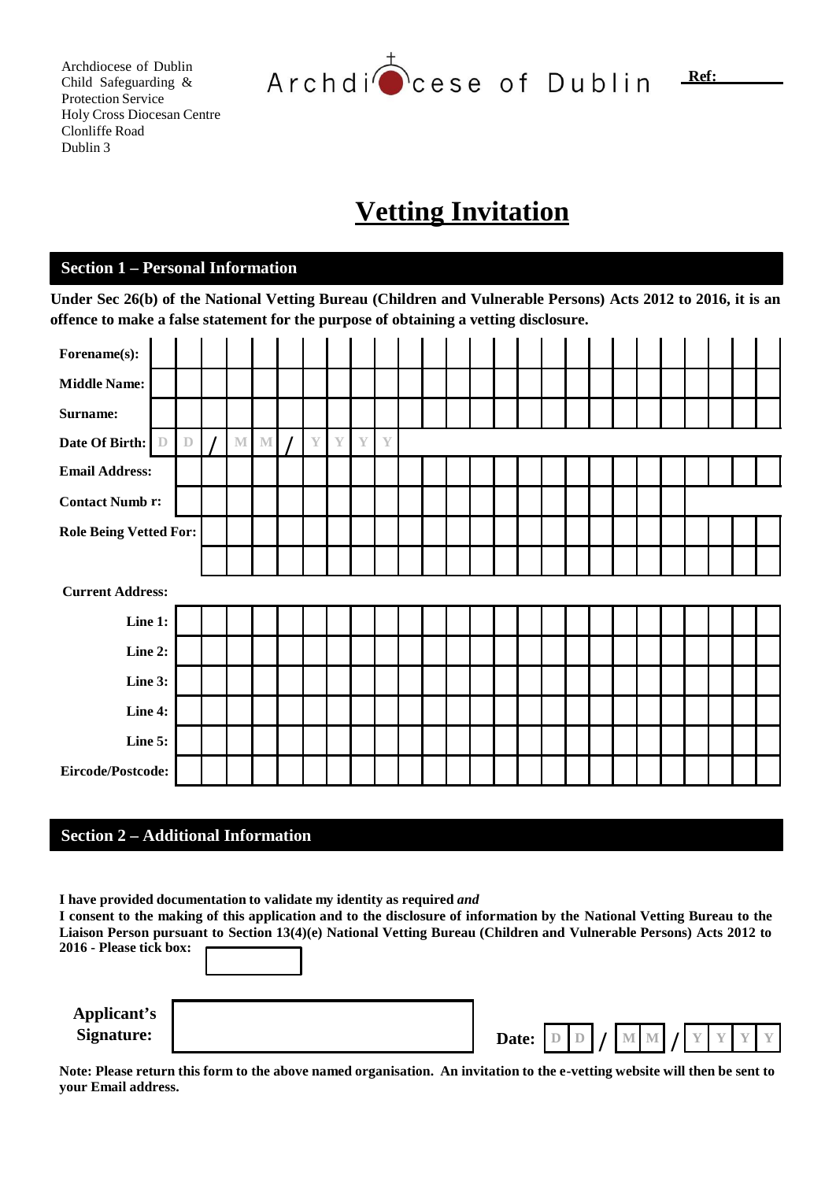Archdiocese of Dublin
Child Safeguarding &
Protection Service
Holy Cross Diocesan Centre
Clonliffe Road
Dublin 3

Archdiocese of Dublin

**Ref:** ________

# Vetting Invitation

## Section 1 – Personal Information

**Under Sec 26(b) of the National Vetting Bureau (Children and Vulnerable Persons) Acts 2012 to 2016, it is an offence to make a false statement for the purpose of obtaining a vetting disclosure.**

**Forename(s):**

**Middle Name:**

**Surname:**

**Date Of Birth:** D D / M M / Y Y Y Y

**Email Address:**

**Contact Numb r:**

**Role Being Vetted For:**

**Current Address:**

**Line 1:**

**Line 2:**

**Line 3:**

**Line 4:**

**Line 5:**

**Eircode/Postcode:**

## Section 2 – Additional Information

**I have provided documentation to validate my identity as required *and***
**I consent to the making of this application and to the disclosure of information by the National Vetting Bureau to the Liaison Person pursuant to Section 13(4)(e) National Vetting Bureau (Children and Vulnerable Persons) Acts 2012 to 2016 - Please tick box:** ☐

**Applicant's Signature:**

**Date:** D D / M M / Y Y Y Y

**Note: Please return this form to the above named organisation. An invitation to the e-vetting website will then be sent to your Email address.**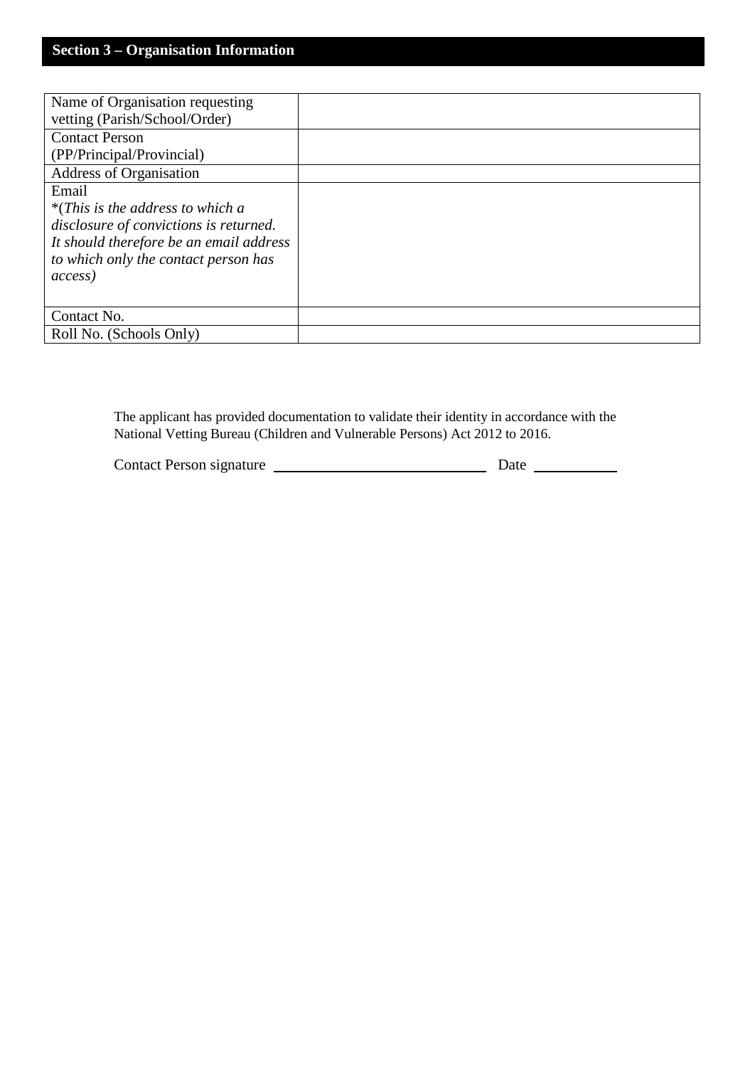## Section 3 – Organisation Information

| | |
|---|---|
| Name of Organisation requesting vetting (Parish/School/Order) | |
| Contact Person (PP/Principal/Provincial) | |
| Address of Organisation | |
| Email *(*This is the address to which a disclosure of convictions is returned. It should therefore be an email address to which only the contact person has access)* | |
| Contact No. | |
| Roll No. (Schools Only) | |

The applicant has provided documentation to validate their identity in accordance with the National Vetting Bureau (Children and Vulnerable Persons) Act 2012 to 2016.

Contact Person signature ______________________________ Date ____________